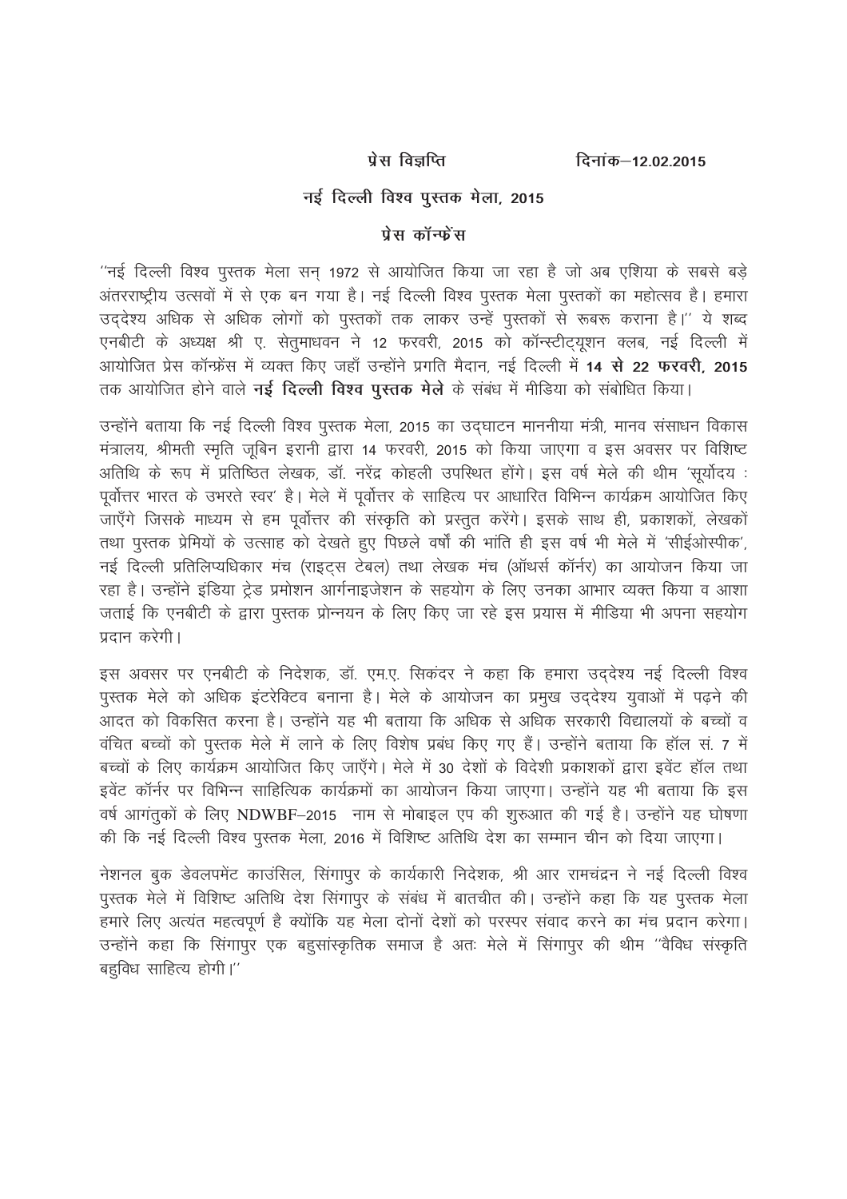**प्रेस विज्ञप्ति** दिनांक–12.02.2015

## नई दिल्ली विश्व पुस्तक मेला, 2015

### प्रेस कॉन्फ्रेंस

"नई दिल्ली विश्व पुस्तक मेला सन् 1972 से आयोजित किया जा रहा है जो अब एशिया के सबसे बड़े अंतरराष्ट्रीय उत्सवों में से एक बन गया है। नई दिल्ली विश्व पुस्तक मेला पुस्तकों का महोत्सव है। हमारा उद्देश्य अधिक से अधिक लोगों को पुस्तकों तक लाकर उन्हें पुस्तकों से रूबरू कराना है।" ये शब्द एनबीटी के अध्यक्ष श्री ए. सेतुमाधवन ने 12 फरवरी, 2015 को कॉन्स्टीट्यूशन क्लब, नई दिल्ली में आयोजित प्रेस कॉन्फ्रेंस में व्यक्त किए जहाँ उन्होंने प्रगति मैदान, नई दिल्ली में **14 से 22 फरवरी, 2015** तक आयोजित होने वाले **नई दिल्ली विश्व पुस्तक मेले** के संबंध में मीडिया को संबोधित किया।

उन्होंने बताया कि नई दिल्ली विश्व पुस्तक मेला, 2015 का उद्घाटन माननीया मंत्री, मानव संसाधन विकास मंत्रालय, श्रीमती स्मृति जूबिन इरानी द्वारा 14 फरवरी, 2015 को किया जाएगा व इस अवसर पर विशिष्ट अतिथि के रूप में प्रतिष्ठित लेखक, डॉ. नरेंद्र कोहली उपस्थित होंगे। इस वर्ष मेले की थीम 'सूर्योदय : पूर्वोत्तर भारत के उभरते स्वर' है। मेले में पूर्वोत्तर के साहित्य पर आधारित विभिन्न कार्यक्रम आयोजित किए जाएँगे जिसके माध्यम से हम पूर्वोत्तर की संस्कृति को प्रस्तुत करेंगे। इसके साथ ही, प्रकाशकों, लेखकों तथा पुस्तक प्रेमियों के उत्साह को देखते हुए पिछले वर्षों की भांति ही इस वर्ष भी मेले में 'सीईओस्पीक', नई दिल्ली प्रतिलिप्यधिकार मंच (राइट्स टेबल) तथा लेखक मंच (ऑथर्स कॉर्नर) का आयोजन किया जा रहा है। उन्होंने इंडिया ट्रेड प्रमोशन आर्गनाइजेशन के सहयोग के लिए उनका आभार व्यक्त किया व आशा जताई कि एनबीटी के द्वारा पुस्तक प्रोन्नयन के लिए किए जा रहे इस प्रयास में मीडिया भी अपना सहयोग प्रदान करेगी।

इस अवसर पर एनबीटी के निदेशक, डॉ. एम.ए. सिकंदर ने कहा कि हमारा उद्देश्य नई दिल्ली विश्व पुस्तक मेले को अधिक इंटरेक्टिव बनाना है। मेले के आयोजन का प्रमुख उद्देश्य युवाओं में पढ़ने की आदत को विकसित करना है। उन्होंने यह भी बताया कि अधिक से अधिक सरकारी विद्यालयों के बच्चों व वंचित बच्चों को पुस्तक मेले में लाने के लिए विशेष प्रबंध किए गए हैं। उन्होंने बताया कि हॉल सं. 7 में बच्चों के लिए कार्यक्रम आयोजित किए जाएँगे। मेले में 30 देशों के विदेशी प्रकाशकों द्वारा इवेंट हॉल तथा इवेंट कॉर्नर पर विभिन्न साहित्यिक कार्यक्रमों का आयोजन किया जाएगा। उन्होंने यह भी बताया कि इस वर्ष आगंतुकों के लिए NDWBF–2015 नाम से मोबाइल एप की शुरुआत की गई है। उन्होंने यह घोषणा की कि नई दिल्ली विश्व पुस्तक मेला, 2016 में विशिष्ट अतिथि देश का सम्मान चीन को दिया जाएगा।

नेशनल बुक डेवलपमेंट काउंसिल, सिंगापुर के कार्यकारी निदेशक, श्री आर रामचंद्रन ने नई दिल्ली विश्व पुस्तक मेले में विशिष्ट अतिथि देश सिंगापुर के संबंध में बातचीत की। उन्होंने कहा कि यह पुस्तक मेला हमारे लिए अत्यंत महत्वपूर्ण है क्योंकि यह मेला दोनों देशों को परस्पर संवाद करने का मंच प्रदान करेगा। उन्होंने कहा कि सिंगापुर एक बहुसांस्कृतिक समाज है अतः मेले में सिंगापुर की थीम "वैविध संस्कृति बहुविध साहित्य होगी।"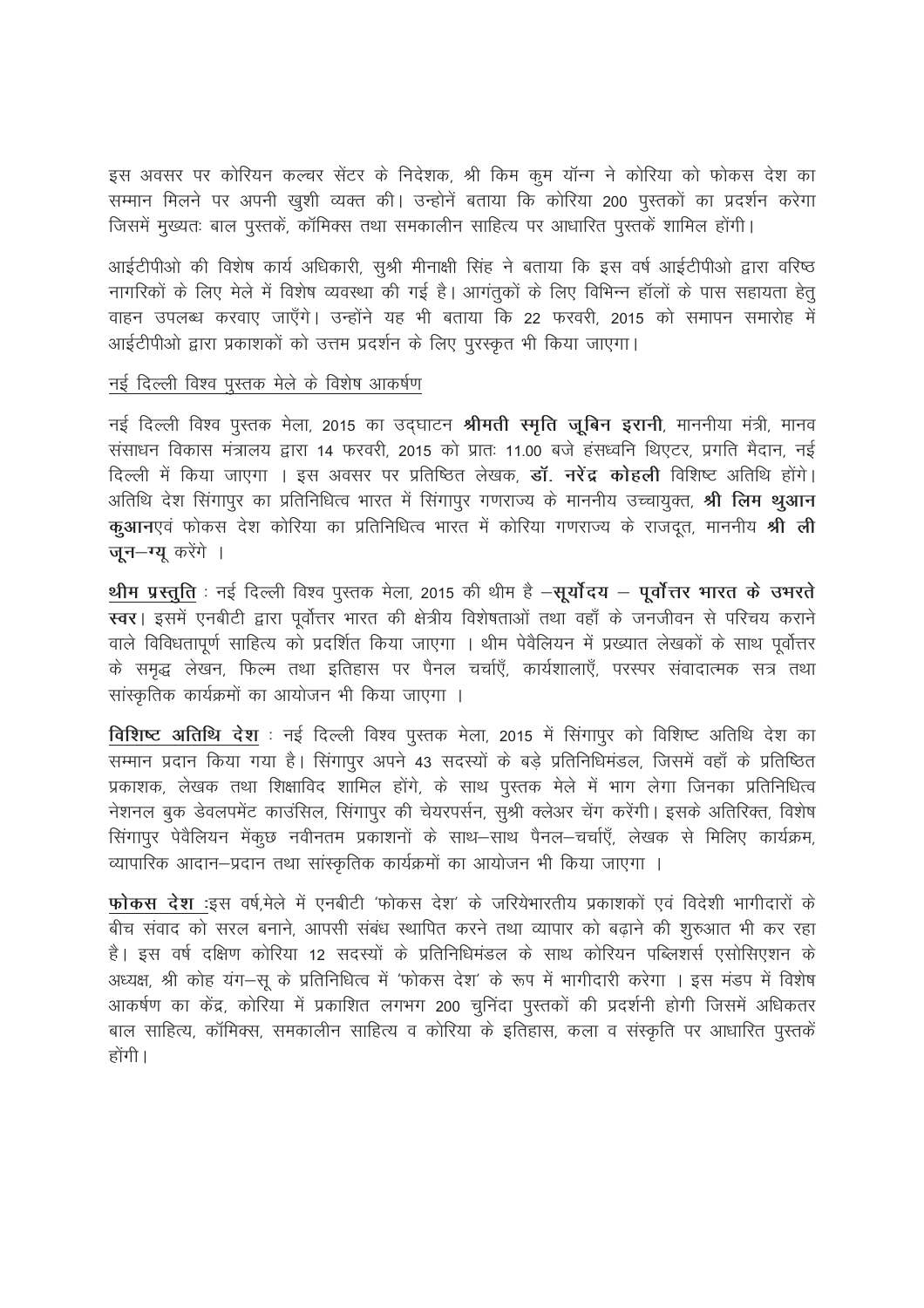इस अवसर पर कोरियन कल्चर सेंटर के निदेशक, श्री किम कुम यॉन्ग ने कोरिया को फोकस देश का सम्मान मिलने पर अपनी खुशी व्यक्त की। उन्होनें बताया कि कोरिया 200 पुस्तकों का प्रदर्शन करेगा जिसमें मुख्यतः बाल पुस्तकें, कॉमिक्स तथा समकालीन साहित्य पर आधारित पुस्तकें शामिल होंगी।

आईटीपीओ की विशेष कार्य अधिकारी, सुश्री मीनाक्षी सिंह ने बताया कि इस वर्ष आईटीपीओ द्वारा वरिष्ठ नागरिकों के लिए मेले में विशेष व्यवस्था की गई है। आगंतुकों के लिए विभिन्न हॉलों के पास सहायता हेतु वाहन उपलब्ध करवाए जाएँगे। उन्होंने यह भी बताया कि 22 फरवरी, 2015 को समापन समारोह में आईटीपीओ द्वारा प्रकाशकों को उत्तम प्रदर्शन के लिए पुरस्कृत भी किया जाएगा।

नई दिल्ली विश्व पुस्तक मेले के विशेष आकर्षण

नई दिल्ली विश्व पुस्तक मेला, 2015 का उद्घाटन **श्रीमती स्मृति ज़ूबिन इरानी**, माननीया मंत्री, मानव संसाधन विकास मंत्रालय द्वारा 14 फरवरी, 2015 को प्रातः 11.00 बजे हंसध्वनि थिएटर, प्रगति मैदान, नई दिल्ली में किया जाएगा । इस अवसर पर प्रतिष्ठित लेखक, **डॉ. नरेंद्र कोहली** विशिष्ट अतिथि होंगे। अतिथि देश सिंगापुर का प्रतिनिधित्व भारत में सिंगापुर गणराज्य के माननीय उच्चायुक्त, **श्री लिम थुआन कुआन**एवं फोकस देश कोरिया का प्रतिनिधित्व भारत में कोरिया गणराज्य के राजदूत, माननीय **श्री ली जून–ग्यू** करेंगे ।

**थीम प्रस्तुति** : नई दिल्ली विश्व पुस्तक मेला, 2015 की थीम है –**सूर्योदय – पूर्वोत्तर भारत के उभरते स्वर**। इसमें एनबीटी द्वारा पूर्वोत्तर भारत की क्षेत्रीय विशेषताओं तथा वहाँ के जनजीवन से परिचय कराने वाले विविधतापूर्ण साहित्य को प्रदर्शित किया जाएगा । थीम पेवैलियन में प्रख्यात लेखकों के साथ पूर्वोत्तर के समृद्ध लेखन, फिल्म तथा इतिहास पर पैनल चर्चाएँ, कार्यशालाएँ, परस्पर संवादात्मक सत्र तथा सांस्कृतिक कार्यक्रमों का आयोजन भी किया जाएगा ।

**विशिष्ट अतिथि देश** : नई दिल्ली विश्व पुस्तक मेला, 2015 में सिंगापुर को विशिष्ट अतिथि देश का सम्मान प्रदान किया गया है। सिंगापुर अपने 43 सदस्यों के बड़े प्रतिनिधिमंडल, जिसमें वहाँ के प्रतिष्ठित प्रकाशक, लेखक तथा शिक्षाविद शामिल होंगे, के साथ पुस्तक मेले में भाग लेगा जिनका प्रतिनिधित्व नेशनल बुक डेवलपमेंट काउंसिल, सिंगापुर की चेयरपर्सन, सुश्री क्लेअर चेंग करेंगी। इसके अतिरिक्त, विशेष सिंगापुर पेवैलियन मेंकुछ नवीनतम प्रकाशनों के साथ–साथ पैनल–चर्चाएँ, लेखक से मिलिए कार्यक्रम, व्यापारिक आदान–प्रदान तथा सांस्कृतिक कार्यक्रमों का आयोजन भी किया जाएगा ।

**फोकस देश** :इस वर्ष,मेले में एनबीटी 'फोकस देश' के जरियेभारतीय प्रकाशकों एवं विदेशी भागीदारों के बीच संवाद को सरल बनाने, आपसी संबंध स्थापित करने तथा व्यापार को बढ़ाने की शुरुआत भी कर रहा है। इस वर्ष दक्षिण कोरिया 12 सदस्यों के प्रतिनिधिमंडल के साथ कोरियन पब्लिशर्स एसोसिएशन के अध्यक्ष, श्री कोह यंग–सू के प्रतिनिधित्व में 'फोकस देश' के रूप में भागीदारी करेगा । इस मंडप में विशेष आकर्षण का केंद्र, कोरिया में प्रकाशित लगभग 200 चुनिंदा पुस्तकों की प्रदर्शनी होगी जिसमें अधिकतर बाल साहित्य, कॉमिक्स, समकालीन साहित्य व कोरिया के इतिहास, कला व संस्कृति पर आधारित पुस्तकें होंगी।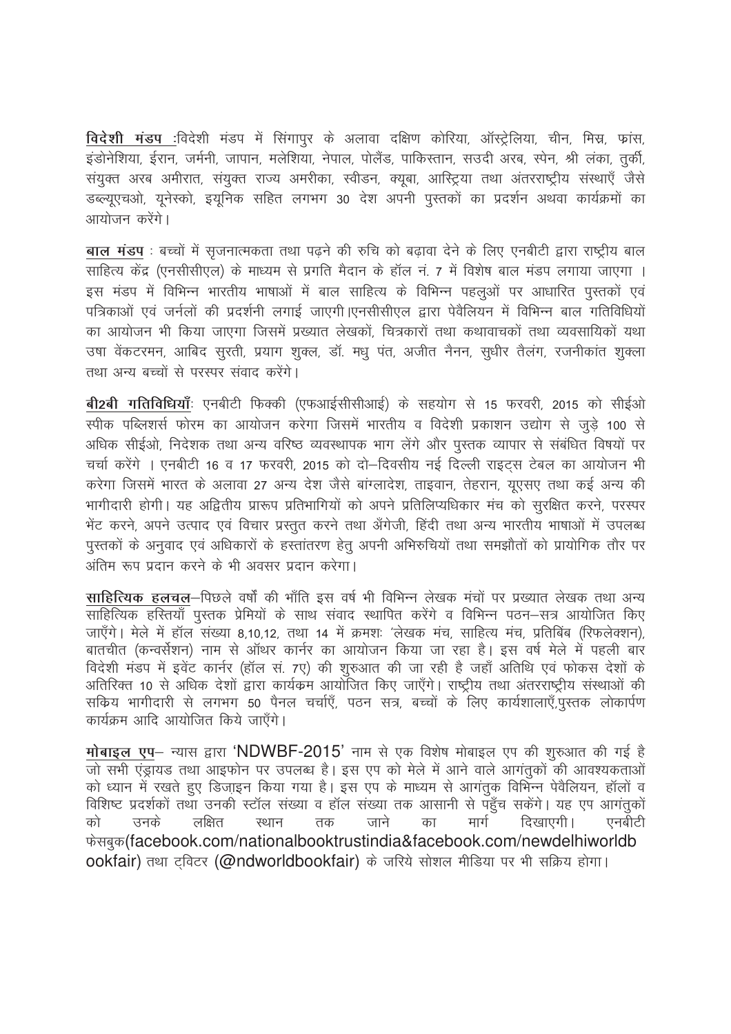**<u>विदेशी मंडप</u>** :विदेशी मंडप में सिंगापुर के अलावा दक्षिण कोरिया, ऑस्ट्रेलिया, चीन, मिस्र, फ्रांस, इंडोनेशिया, ईरान, जर्मनी, जापान, मलेशिया, नेपाल, पोलैंड, पाकिस्तान, सउदी अरब, स्पेन, श्री लंका, तुर्की, संयुक्त अरब अमीरात, संयुक्त राज्य अमरीका, स्वीडन, क्यूबा, आस्ट्रिया तथा अंतरराष्ट्रीय संस्थाएँ जैसे डब्ल्यूएचओ, यूनेस्को, इयूनिक सहित लगभग 30 देश अपनी पुस्तकों का प्रदर्शन अथवा कार्यक्रमों का आयोजन करेंगे।

**<u>बाल मंडप</u>** : बच्चों में सृजनात्मकता तथा पढ़ने की रुचि को बढ़ावा देने के लिए एनबीटी द्वारा राष्ट्रीय बाल साहित्य केंद्र (एनसीसीएल) के माध्यम से प्रगति मैदान के हॉल नं. 7 में विशेष बाल मंडप लगाया जाएगा । इस मंडप में विभिन्न भारतीय भाषाओं में बाल साहित्य के विभिन्न पहलुओं पर आधारित पुस्तकों एवं पत्रिकाओं एवं जर्नलों की प्रदर्शनी लगाई जाएगी।एनसीसीएल द्वारा पेवैलियन में विभिन्न बाल गतिविधियों का आयोजन भी किया जाएगा जिसमें प्रख्यात लेखकों, चित्रकारों तथा कथावाचकों तथा व्यवसायिकों यथा उषा वेंकटरमन, आबिद सुरती, प्रयाग शुक्ल, डॉ. मधु पंत, अजीत नैनन, सुधीर तैलंग, रजनीकांत शुक्ला तथा अन्य बच्चों से परस्पर संवाद करेंगे।

**<u>बी2बी गतिविधियाँ</u>**: एनबीटी फिक्की (एफआईसीसीआई) के सहयोग से 15 फरवरी, 2015 को सीईओ स्पीक पब्लिशर्स फोरम का आयोजन करेगा जिसमें भारतीय व विदेशी प्रकाशन उद्योग से जुड़े 100 से अधिक सीईओ, निदेशक तथा अन्य वरिष्ठ व्यवस्थापक भाग लेंगे और पुस्तक व्यापार से संबंधित विषयों पर चर्चा करेंगे । एनबीटी 16 व 17 फरवरी, 2015 को दो–दिवसीय नई दिल्ली राइट्स टेबल का आयोजन भी करेगा जिसमें भारत के अलावा 27 अन्य देश जैसे बांग्लादेश, ताइवान, तेहरान, यूएसए तथा कई अन्य की भागीदारी होगी। यह अद्वितीय प्रारूप प्रतिभागियों को अपने प्रतिलिप्यधिकार मंच को सुरक्षित करने, परस्पर भेंट करने, अपने उत्पाद एवं विचार प्रस्तुत करने तथा अँग्रेजी, हिंदी तथा अन्य भारतीय भाषाओं में उपलब्ध पुस्तकों के अनुवाद एवं अधिकारों के हस्तांतरण हेतु अपनी अभिरुचियों तथा समझौतों को प्रायोगिक तौर पर अंतिम रूप प्रदान करने के भी अवसर प्रदान करेगा।

**<u>साहित्यिक हलचल</u>**–पिछले वर्षों की भाँति इस वर्ष भी विभिन्न लेखक मंचों पर प्रख्यात लेखक तथा अन्य साहित्यिक हस्तियाँ पुस्तक प्रेमियों के साथ संवाद स्थापित करेंगे व विभिन्न पठन–सत्र आयोजित किए जाएँगे। मेले में हॉल संख्या 8,10,12, तथा 14 में क्रमशः 'लेखक मंच, साहित्य मंच, प्रतिबिंब (रिफलेक्शन), बातचीत (कन्वर्सेशन) नाम से ऑथर कार्नर का आयोजन किया जा रहा है। इस वर्ष मेले में पहली बार विदेशी मंडप में इवेंट कार्नर (हॉल सं. 7ए) की शुरुआत की जा रही है जहाँ अतिथि एवं फोकस देशों के अतिरिक्त 10 से अधिक देशों द्वारा कार्यक्रम आयोजित किए जाएँगे। राष्ट्रीय तथा अंतरराष्ट्रीय संस्थाओं की सक्रिय भागीदारी से लगभग 50 पैनल चर्चाएँ, पठन सत्र, बच्चों के लिए कार्यशालाएँ,पुस्तक लोकार्पण कार्यक्रम आदि आयोजित किये जाएँगे।

**<u>मोबाइल एप</u>**– न्यास द्वारा 'NDWBF-2015' नाम से एक विशेष मोबाइल एप की शुरुआत की गई है जो सभी एंड्रायड तथा आइफोन पर उपलब्ध है। इस एप को मेले में आने वाले आगंतुकों की आवश्यकताओं को ध्यान में रखते हुए डिजाइन किया गया है। इस एप के माध्यम से आगंतुक विभिन्न पेवैलियन, हॉलों व विशिष्ट प्रदर्शकों तथा उनकी स्टॉल संख्या व हॉल संख्या तक आसानी से पहुँच सकेंगे। यह एप आगंतुकों को उनके लक्षित स्थान तक जाने का मार्ग दिखाएगी। एनबीटी फेसबुक(facebook.com/nationalbooktrustindia&facebook.com/newdelhiworldbookfair) तथा ट्विटर (@ndworldbookfair) के जरिये सोशल मीडिया पर भी सक्रिय होगा।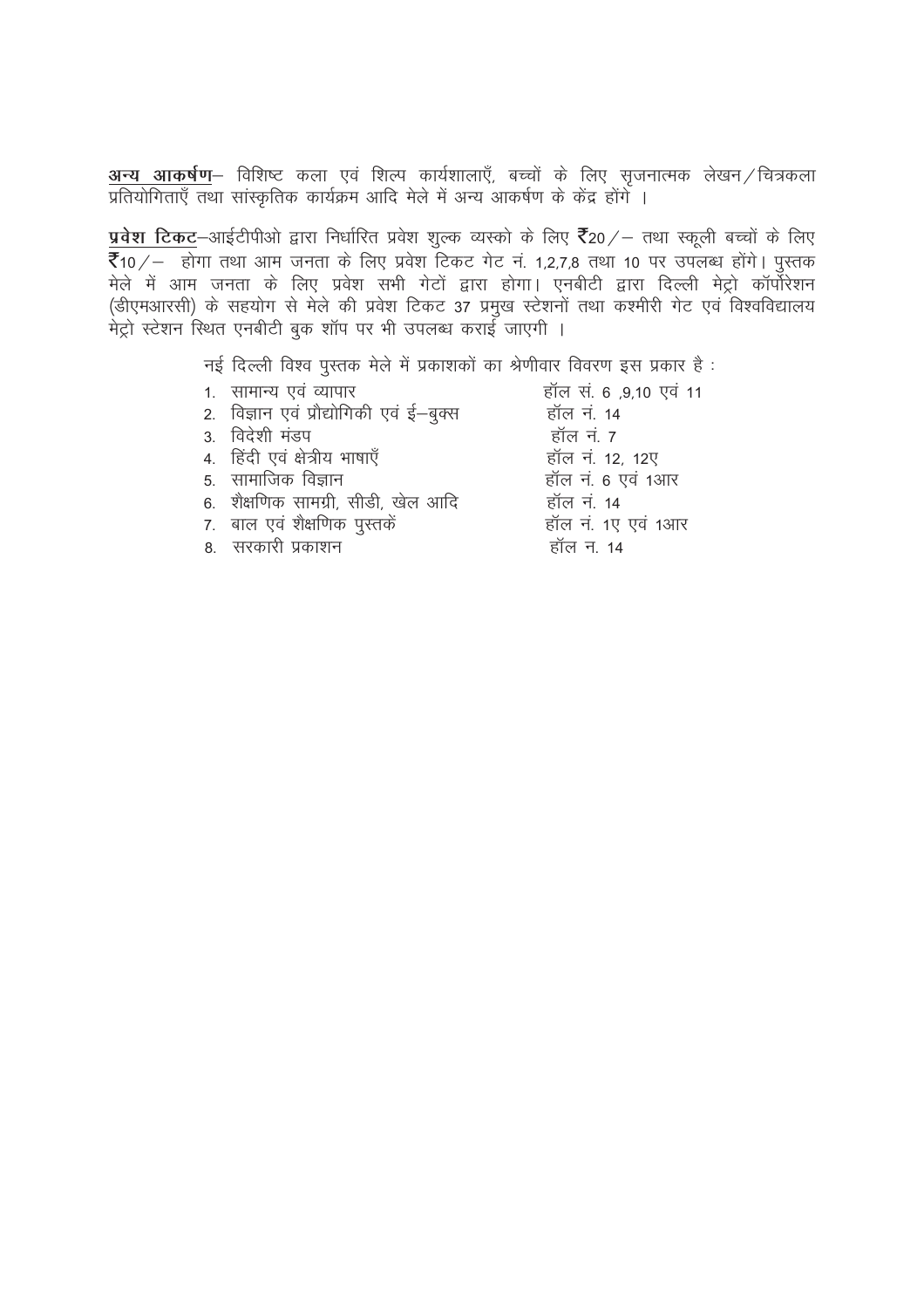**अन्य आकर्षण**– विशिष्ट कला एवं शिल्प कार्यशालाएँ, बच्चों के लिए सृजनात्मक लेखन/चित्रकला प्रतियोगिताएँ तथा सांस्कृतिक कार्यक्रम आदि मेले में अन्य आकर्षण के केंद्र होंगे ।

**प्रवेश टिकट**–आईटीपीओ द्वारा निर्धारित प्रवेश शुल्क व्यस्को के लिए ₹20/– तथा स्कूली बच्चों के लिए ₹10/– होगा तथा आम जनता के लिए प्रवेश टिकट गेट नं. 1,2,7,8 तथा 10 पर उपलब्ध होंगे। पुस्तक मेले में आम जनता के लिए प्रवेश सभी गेटों द्वारा होगा। एनबीटी द्वारा दिल्ली मेट्रो कॉर्पोरेशन (डीएमआरसी) के सहयोग से मेले की प्रवेश टिकट 37 प्रमुख स्टेशनों तथा कश्मीरी गेट एवं विश्वविद्यालय मेट्रो स्टेशन स्थित एनबीटी बुक शॉप पर भी उपलब्ध कराई जाएगी ।

नई दिल्ली विश्व पुस्तक मेले में प्रकाशकों का श्रेणीवार विवरण इस प्रकार है :

| | |
|---|---|
| 1. सामान्य एवं व्यापार | हॉल सं. 6 ,9,10 एवं 11 |
| 2. विज्ञान एवं प्रौद्योगिकी एवं ई–बुक्स | हॉल नं. 14 |
| 3. विदेशी मंडप | हॉल नं. 7 |
| 4. हिंदी एवं क्षेत्रीय भाषाएँ | हॉल नं. 12, 12ए |
| 5. सामाजिक विज्ञान | हॉल नं. 6 एवं 1आर |
| 6. शैक्षणिक सामग्री, सीडी, खेल आदि | हॉल नं. 14 |
| 7. बाल एवं शैक्षणिक पुस्तकें | हॉल नं. 1ए एवं 1आर |
| 8. सरकारी प्रकाशन | हॉल न. 14 |